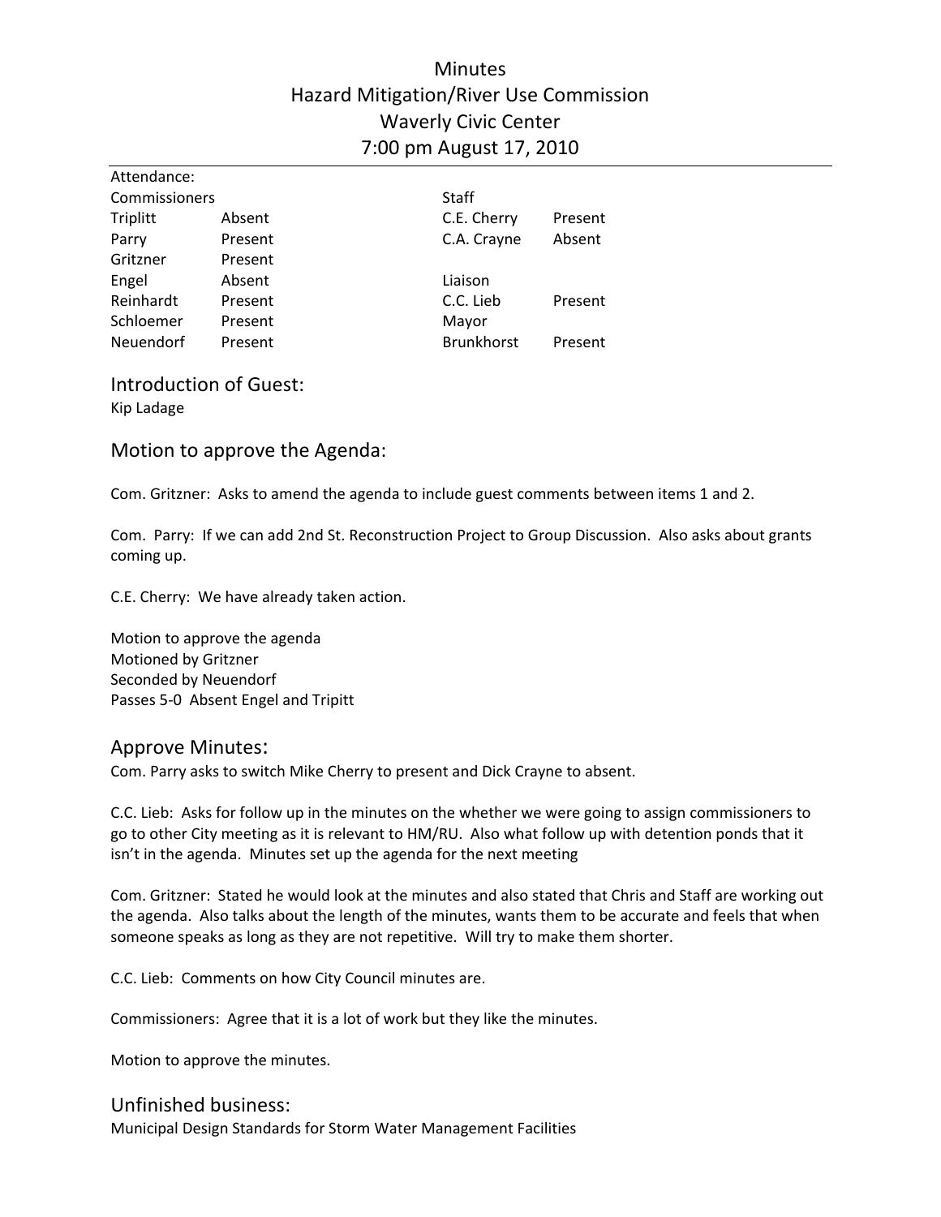# Minutes
## Hazard Mitigation/River Use Commission
## Waverly Civic Center
## 7:00 pm August 17, 2010

Attendance:

| Commissioners | | Staff | |
|---|---|---|---|
| Triplitt | Absent | C.E. Cherry | Present |
| Parry | Present | C.A. Crayne | Absent |
| Gritzner | Present | | |
| Engel | Absent | Liaison | |
| Reinhardt | Present | C.C. Lieb | Present |
| Schloemer | Present | Mayor | |
| Neuendorf | Present | Brunkhorst | Present |

## Introduction of Guest:

Kip Ladage

## Motion to approve the Agenda:

Com. Gritzner: Asks to amend the agenda to include guest comments between items 1 and 2.

Com. Parry: If we can add 2nd St. Reconstruction Project to Group Discussion. Also asks about grants coming up.

C.E. Cherry: We have already taken action.

Motion to approve the agenda
Motioned by Gritzner
Seconded by Neuendorf
Passes 5-0 Absent Engel and Tripitt

## Approve Minutes:

Com. Parry asks to switch Mike Cherry to present and Dick Crayne to absent.

C.C. Lieb: Asks for follow up in the minutes on the whether we were going to assign commissioners to go to other City meeting as it is relevant to HM/RU. Also what follow up with detention ponds that it isn't in the agenda. Minutes set up the agenda for the next meeting

Com. Gritzner: Stated he would look at the minutes and also stated that Chris and Staff are working out the agenda. Also talks about the length of the minutes, wants them to be accurate and feels that when someone speaks as long as they are not repetitive. Will try to make them shorter.

C.C. Lieb: Comments on how City Council minutes are.

Commissioners: Agree that it is a lot of work but they like the minutes.

Motion to approve the minutes.

## Unfinished business:

Municipal Design Standards for Storm Water Management Facilities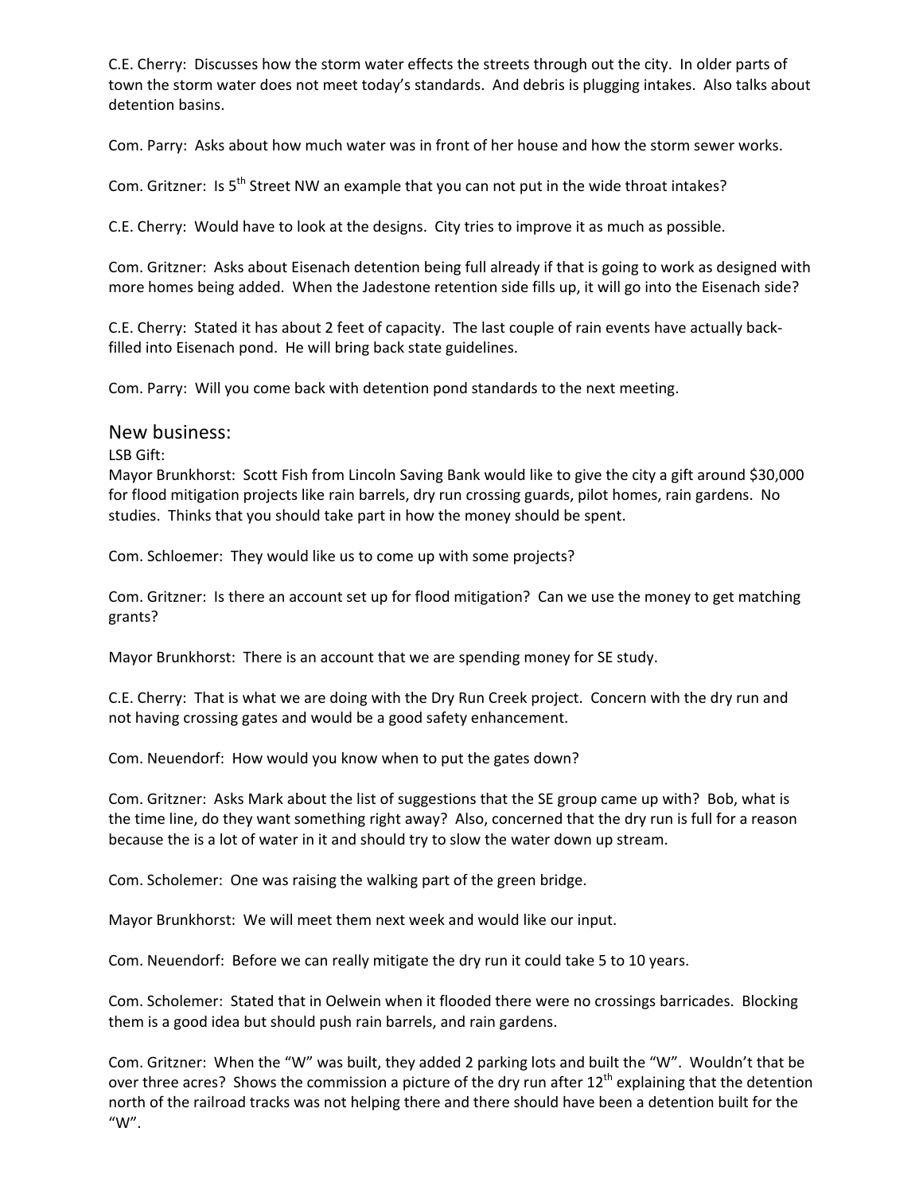C.E. Cherry: Discusses how the storm water effects the streets through out the city. In older parts of town the storm water does not meet today's standards. And debris is plugging intakes. Also talks about detention basins.

Com. Parry: Asks about how much water was in front of her house and how the storm sewer works.

Com. Gritzner: Is 5th Street NW an example that you can not put in the wide throat intakes?

C.E. Cherry: Would have to look at the designs. City tries to improve it as much as possible.

Com. Gritzner: Asks about Eisenach detention being full already if that is going to work as designed with more homes being added. When the Jadestone retention side fills up, it will go into the Eisenach side?

C.E. Cherry: Stated it has about 2 feet of capacity. The last couple of rain events have actually back-filled into Eisenach pond. He will bring back state guidelines.

Com. Parry: Will you come back with detention pond standards to the next meeting.

## New business:

LSB Gift:

Mayor Brunkhorst: Scott Fish from Lincoln Saving Bank would like to give the city a gift around $30,000 for flood mitigation projects like rain barrels, dry run crossing guards, pilot homes, rain gardens. No studies. Thinks that you should take part in how the money should be spent.

Com. Schloemer: They would like us to come up with some projects?

Com. Gritzner: Is there an account set up for flood mitigation? Can we use the money to get matching grants?

Mayor Brunkhorst: There is an account that we are spending money for SE study.

C.E. Cherry: That is what we are doing with the Dry Run Creek project. Concern with the dry run and not having crossing gates and would be a good safety enhancement.

Com. Neuendorf: How would you know when to put the gates down?

Com. Gritzner: Asks Mark about the list of suggestions that the SE group came up with? Bob, what is the time line, do they want something right away? Also, concerned that the dry run is full for a reason because the is a lot of water in it and should try to slow the water down up stream.

Com. Scholemer: One was raising the walking part of the green bridge.

Mayor Brunkhorst: We will meet them next week and would like our input.

Com. Neuendorf: Before we can really mitigate the dry run it could take 5 to 10 years.

Com. Scholemer: Stated that in Oelwein when it flooded there were no crossings barricades. Blocking them is a good idea but should push rain barrels, and rain gardens.

Com. Gritzner: When the "W" was built, they added 2 parking lots and built the "W". Wouldn't that be over three acres? Shows the commission a picture of the dry run after 12th explaining that the detention north of the railroad tracks was not helping there and there should have been a detention built for the "W".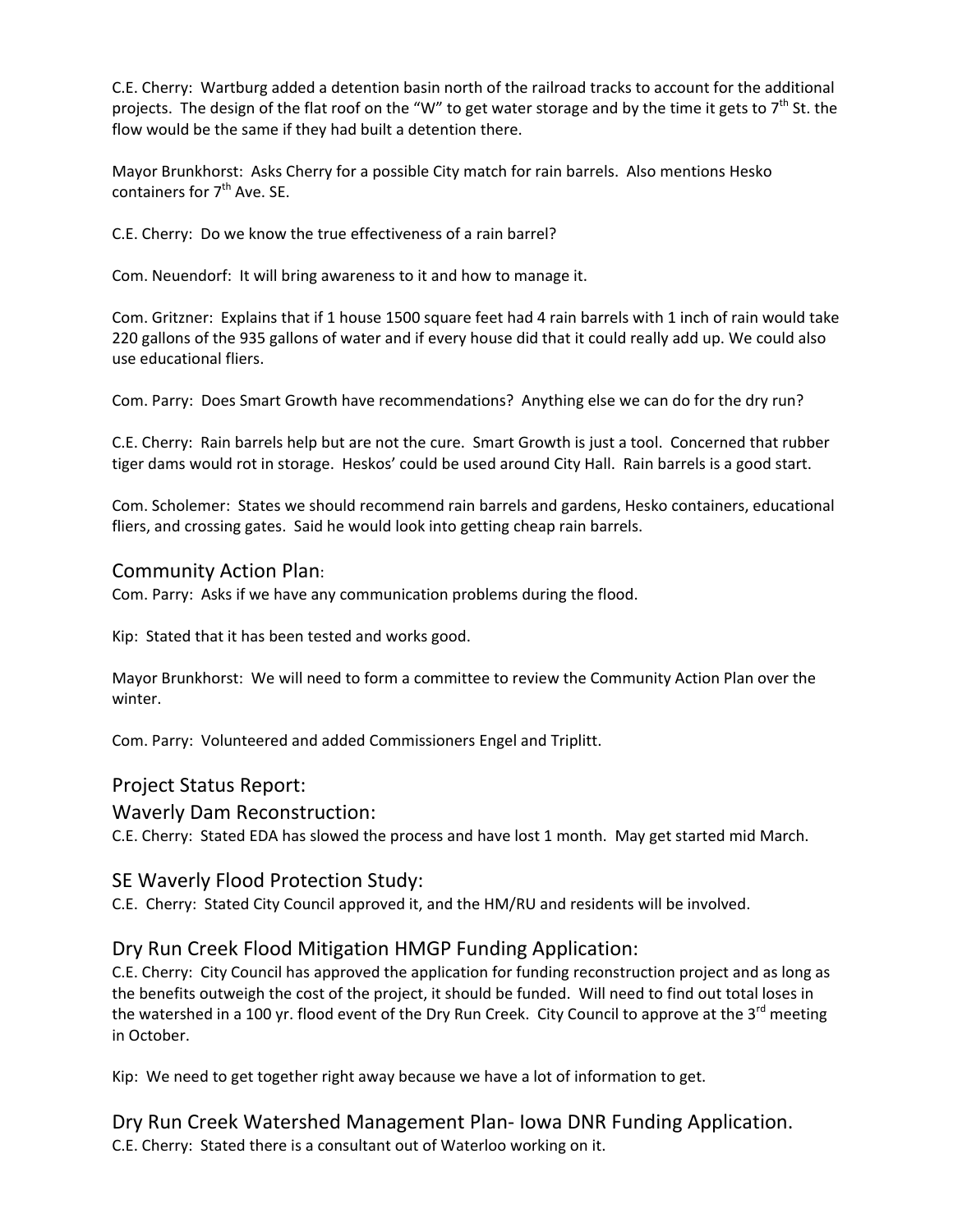C.E. Cherry: Wartburg added a detention basin north of the railroad tracks to account for the additional projects. The design of the flat roof on the "W" to get water storage and by the time it gets to 7th St. the flow would be the same if they had built a detention there.

Mayor Brunkhorst: Asks Cherry for a possible City match for rain barrels. Also mentions Hesko containers for 7th Ave. SE.

C.E. Cherry: Do we know the true effectiveness of a rain barrel?

Com. Neuendorf: It will bring awareness to it and how to manage it.

Com. Gritzner: Explains that if 1 house 1500 square feet had 4 rain barrels with 1 inch of rain would take 220 gallons of the 935 gallons of water and if every house did that it could really add up. We could also use educational fliers.

Com. Parry: Does Smart Growth have recommendations? Anything else we can do for the dry run?

C.E. Cherry: Rain barrels help but are not the cure. Smart Growth is just a tool. Concerned that rubber tiger dams would rot in storage. Heskos' could be used around City Hall. Rain barrels is a good start.

Com. Scholemer: States we should recommend rain barrels and gardens, Hesko containers, educational fliers, and crossing gates. Said he would look into getting cheap rain barrels.

## Community Action Plan:

Com. Parry: Asks if we have any communication problems during the flood.

Kip: Stated that it has been tested and works good.

Mayor Brunkhorst: We will need to form a committee to review the Community Action Plan over the winter.

Com. Parry: Volunteered and added Commissioners Engel and Triplitt.

## Project Status Report:

## Waverly Dam Reconstruction:

C.E. Cherry: Stated EDA has slowed the process and have lost 1 month. May get started mid March.

## SE Waverly Flood Protection Study:

C.E. Cherry: Stated City Council approved it, and the HM/RU and residents will be involved.

## Dry Run Creek Flood Mitigation HMGP Funding Application:

C.E. Cherry: City Council has approved the application for funding reconstruction project and as long as the benefits outweigh the cost of the project, it should be funded. Will need to find out total loses in the watershed in a 100 yr. flood event of the Dry Run Creek. City Council to approve at the 3rd meeting in October.

Kip: We need to get together right away because we have a lot of information to get.

## Dry Run Creek Watershed Management Plan- Iowa DNR Funding Application.

C.E. Cherry: Stated there is a consultant out of Waterloo working on it.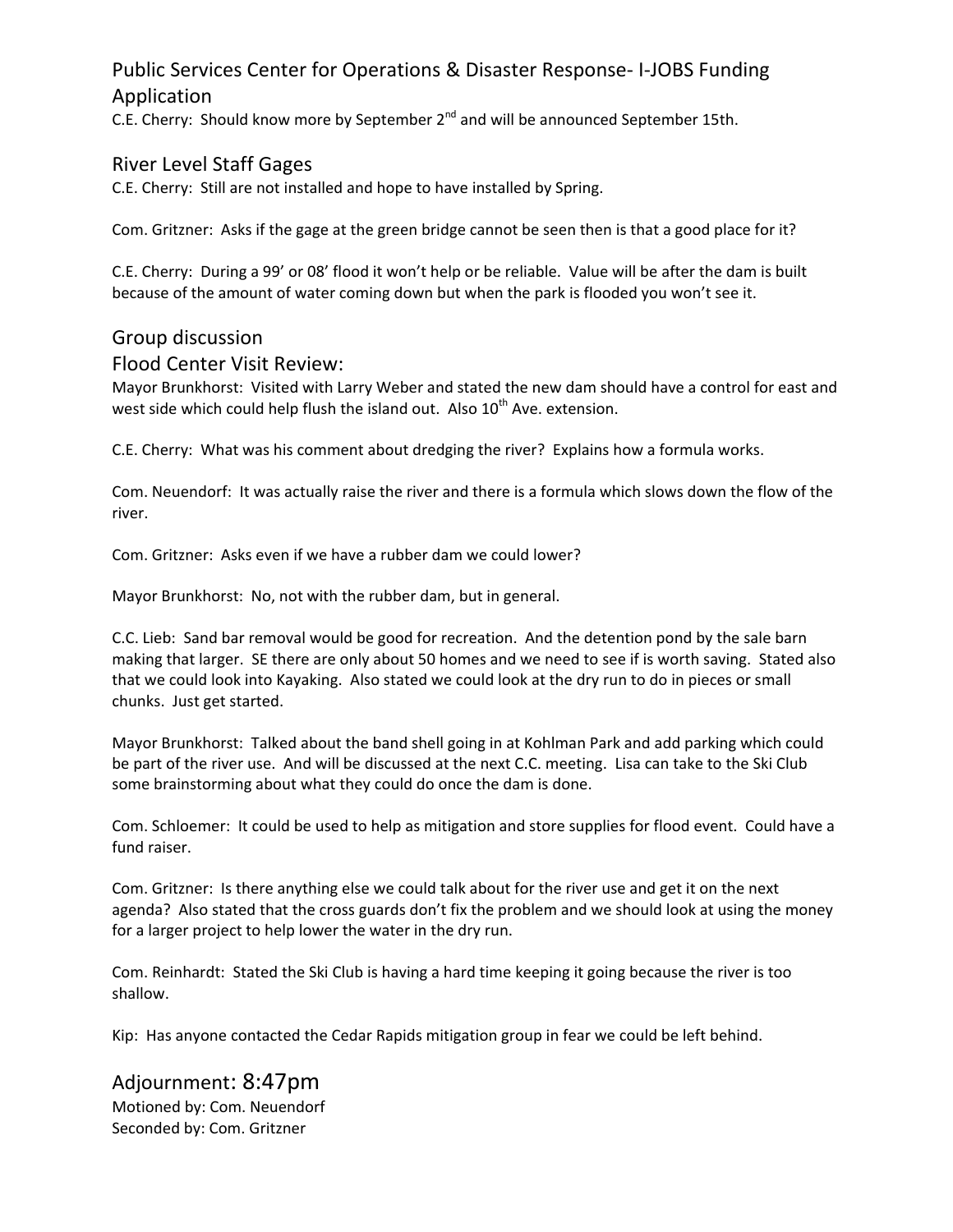## Public Services Center for Operations & Disaster Response- I-JOBS Funding Application

C.E. Cherry: Should know more by September 2nd and will be announced September 15th.

## River Level Staff Gages

C.E. Cherry: Still are not installed and hope to have installed by Spring.

Com. Gritzner: Asks if the gage at the green bridge cannot be seen then is that a good place for it?

C.E. Cherry: During a 99' or 08' flood it won't help or be reliable. Value will be after the dam is built because of the amount of water coming down but when the park is flooded you won't see it.

## Group discussion

## Flood Center Visit Review:

Mayor Brunkhorst: Visited with Larry Weber and stated the new dam should have a control for east and west side which could help flush the island out. Also 10th Ave. extension.

C.E. Cherry: What was his comment about dredging the river? Explains how a formula works.

Com. Neuendorf: It was actually raise the river and there is a formula which slows down the flow of the river.

Com. Gritzner: Asks even if we have a rubber dam we could lower?

Mayor Brunkhorst: No, not with the rubber dam, but in general.

C.C. Lieb: Sand bar removal would be good for recreation. And the detention pond by the sale barn making that larger. SE there are only about 50 homes and we need to see if is worth saving. Stated also that we could look into Kayaking. Also stated we could look at the dry run to do in pieces or small chunks. Just get started.

Mayor Brunkhorst: Talked about the band shell going in at Kohlman Park and add parking which could be part of the river use. And will be discussed at the next C.C. meeting. Lisa can take to the Ski Club some brainstorming about what they could do once the dam is done.

Com. Schloemer: It could be used to help as mitigation and store supplies for flood event. Could have a fund raiser.

Com. Gritzner: Is there anything else we could talk about for the river use and get it on the next agenda? Also stated that the cross guards don't fix the problem and we should look at using the money for a larger project to help lower the water in the dry run.

Com. Reinhardt: Stated the Ski Club is having a hard time keeping it going because the river is too shallow.

Kip: Has anyone contacted the Cedar Rapids mitigation group in fear we could be left behind.

## Adjournment: 8:47pm

Motioned by: Com. Neuendorf
Seconded by: Com. Gritzner